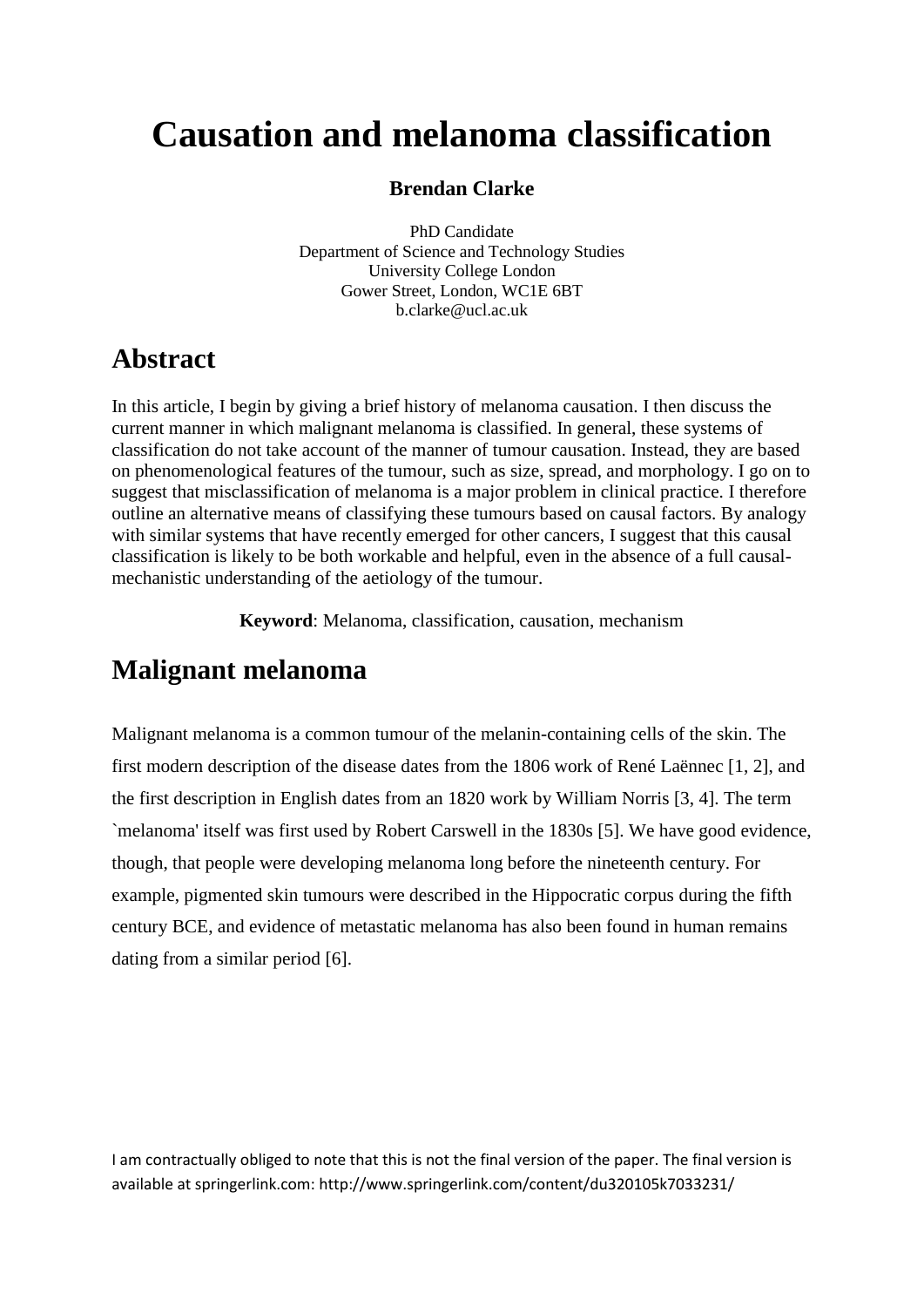# Causation and melanoma classification

**Brendan Clarke**

PhD Candidate
Department of Science and Technology Studies
University College London
Gower Street, London, WC1E 6BT
b.clarke@ucl.ac.uk

## Abstract

In this article, I begin by giving a brief history of melanoma causation. I then discuss the current manner in which malignant melanoma is classified. In general, these systems of classification do not take account of the manner of tumour causation. Instead, they are based on phenomenological features of the tumour, such as size, spread, and morphology. I go on to suggest that misclassification of melanoma is a major problem in clinical practice. I therefore outline an alternative means of classifying these tumours based on causal factors. By analogy with similar systems that have recently emerged for other cancers, I suggest that this causal classification is likely to be both workable and helpful, even in the absence of a full causal-mechanistic understanding of the aetiology of the tumour.

**Keyword**: Melanoma, classification, causation, mechanism

## Malignant melanoma

Malignant melanoma is a common tumour of the melanin-containing cells of the skin. The first modern description of the disease dates from the 1806 work of René Laënnec [1, 2], and the first description in English dates from an 1820 work by William Norris [3, 4]. The term `melanoma' itself was first used by Robert Carswell in the 1830s [5]. We have good evidence, though, that people were developing melanoma long before the nineteenth century. For example, pigmented skin tumours were described in the Hippocratic corpus during the fifth century BCE, and evidence of metastatic melanoma has also been found in human remains dating from a similar period [6].

I am contractually obliged to note that this is not the final version of the paper. The final version is available at springerlink.com: http://www.springerlink.com/content/du320105k7033231/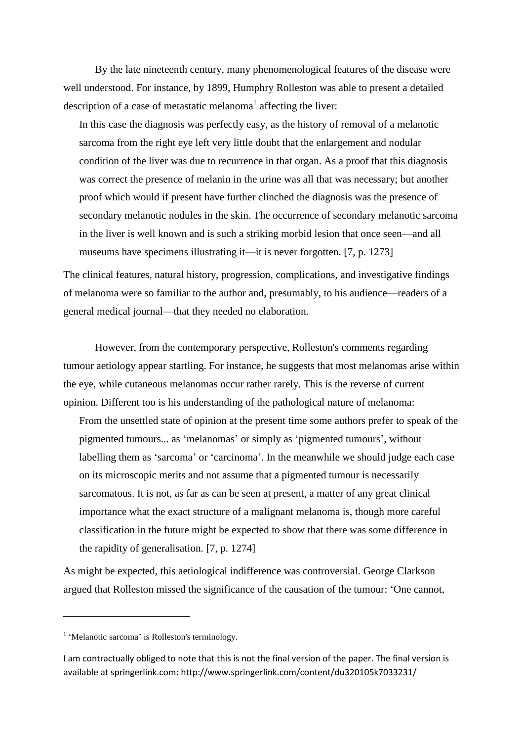By the late nineteenth century, many phenomenological features of the disease were well understood. For instance, by 1899, Humphry Rolleston was able to present a detailed description of a case of metastatic melanoma[1] affecting the liver:

> In this case the diagnosis was perfectly easy, as the history of removal of a melanotic sarcoma from the right eye left very little doubt that the enlargement and nodular condition of the liver was due to recurrence in that organ. As a proof that this diagnosis was correct the presence of melanin in the urine was all that was necessary; but another proof which would if present have further clinched the diagnosis was the presence of secondary melanotic nodules in the skin. The occurrence of secondary melanotic sarcoma in the liver is well known and is such a striking morbid lesion that once seen—and all museums have specimens illustrating it—it is never forgotten. [7, p. 1273]

The clinical features, natural history, progression, complications, and investigative findings of melanoma were so familiar to the author and, presumably, to his audience—readers of a general medical journal—that they needed no elaboration.

However, from the contemporary perspective, Rolleston's comments regarding tumour aetiology appear startling. For instance, he suggests that most melanomas arise within the eye, while cutaneous melanomas occur rather rarely. This is the reverse of current opinion. Different too is his understanding of the pathological nature of melanoma:

> From the unsettled state of opinion at the present time some authors prefer to speak of the pigmented tumours... as 'melanomas' or simply as 'pigmented tumours', without labelling them as 'sarcoma' or 'carcinoma'. In the meanwhile we should judge each case on its microscopic merits and not assume that a pigmented tumour is necessarily sarcomatous. It is not, as far as can be seen at present, a matter of any great clinical importance what the exact structure of a malignant melanoma is, though more careful classification in the future might be expected to show that there was some difference in the rapidity of generalisation. [7, p. 1274]

As might be expected, this aetiological indifference was controversial. George Clarkson argued that Rolleston missed the significance of the causation of the tumour: 'One cannot,

---

[1] 'Melanotic sarcoma' is Rolleston's terminology.

I am contractually obliged to note that this is not the final version of the paper. The final version is available at springerlink.com: http://www.springerlink.com/content/du320105k7033231/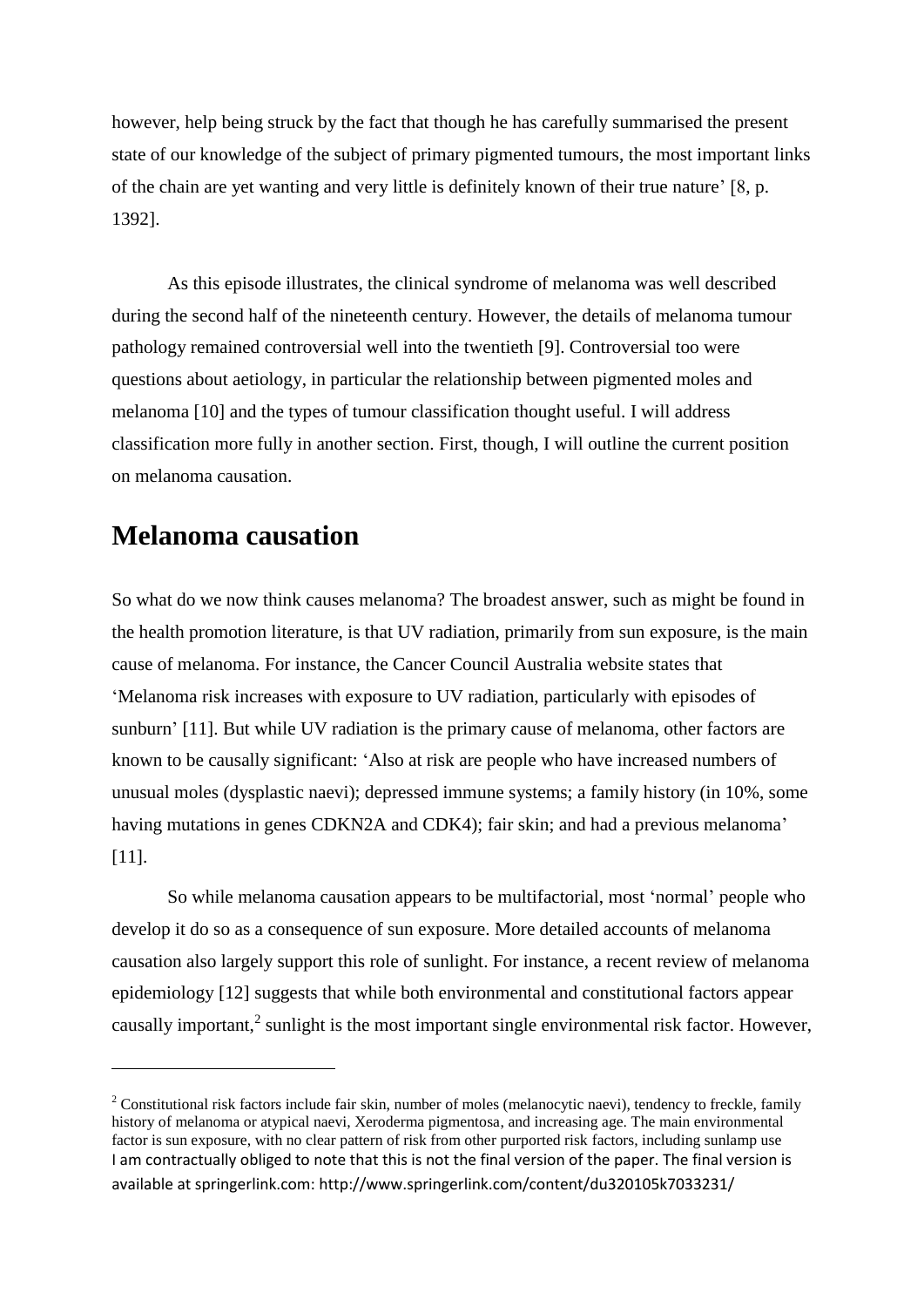however, help being struck by the fact that though he has carefully summarised the present state of our knowledge of the subject of primary pigmented tumours, the most important links of the chain are yet wanting and very little is definitely known of their true nature' [8, p. 1392].

As this episode illustrates, the clinical syndrome of melanoma was well described during the second half of the nineteenth century. However, the details of melanoma tumour pathology remained controversial well into the twentieth [9]. Controversial too were questions about aetiology, in particular the relationship between pigmented moles and melanoma [10] and the types of tumour classification thought useful. I will address classification more fully in another section. First, though, I will outline the current position on melanoma causation.

## Melanoma causation

So what do we now think causes melanoma? The broadest answer, such as might be found in the health promotion literature, is that UV radiation, primarily from sun exposure, is the main cause of melanoma. For instance, the Cancer Council Australia website states that 'Melanoma risk increases with exposure to UV radiation, particularly with episodes of sunburn' [11]. But while UV radiation is the primary cause of melanoma, other factors are known to be causally significant: 'Also at risk are people who have increased numbers of unusual moles (dysplastic naevi); depressed immune systems; a family history (in 10%, some having mutations in genes CDKN2A and CDK4); fair skin; and had a previous melanoma' [11].

So while melanoma causation appears to be multifactorial, most 'normal' people who develop it do so as a consequence of sun exposure. More detailed accounts of melanoma causation also largely support this role of sunlight. For instance, a recent review of melanoma epidemiology [12] suggests that while both environmental and constitutional factors appear causally important,[2] sunlight is the most important single environmental risk factor. However,

[2] Constitutional risk factors include fair skin, number of moles (melanocytic naevi), tendency to freckle, family history of melanoma or atypical naevi, Xeroderma pigmentosa, and increasing age. The main environmental factor is sun exposure, with no clear pattern of risk from other purported risk factors, including sunlamp use

I am contractually obliged to note that this is not the final version of the paper. The final version is available at springerlink.com: http://www.springerlink.com/content/du320105k7033231/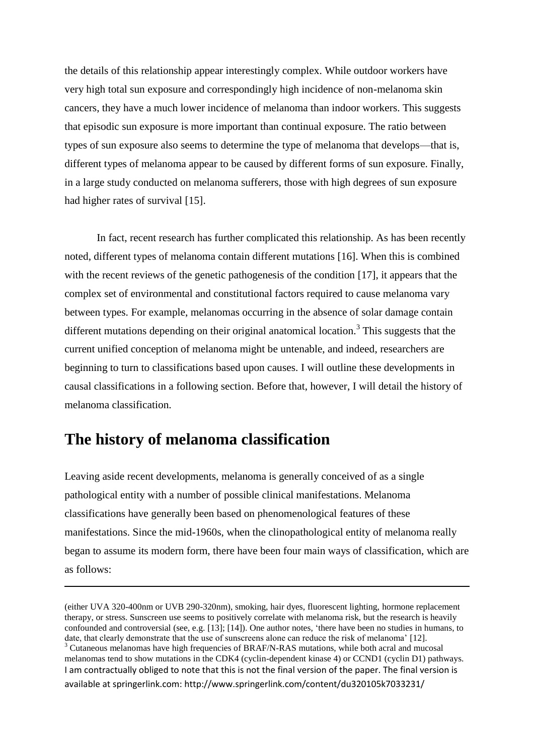the details of this relationship appear interestingly complex. While outdoor workers have very high total sun exposure and correspondingly high incidence of non-melanoma skin cancers, they have a much lower incidence of melanoma than indoor workers. This suggests that episodic sun exposure is more important than continual exposure. The ratio between types of sun exposure also seems to determine the type of melanoma that develops—that is, different types of melanoma appear to be caused by different forms of sun exposure. Finally, in a large study conducted on melanoma sufferers, those with high degrees of sun exposure had higher rates of survival [15].

In fact, recent research has further complicated this relationship. As has been recently noted, different types of melanoma contain different mutations [16]. When this is combined with the recent reviews of the genetic pathogenesis of the condition [17], it appears that the complex set of environmental and constitutional factors required to cause melanoma vary between types. For example, melanomas occurring in the absence of solar damage contain different mutations depending on their original anatomical location.[3] This suggests that the current unified conception of melanoma might be untenable, and indeed, researchers are beginning to turn to classifications based upon causes. I will outline these developments in causal classifications in a following section. Before that, however, I will detail the history of melanoma classification.

## The history of melanoma classification

Leaving aside recent developments, melanoma is generally conceived of as a single pathological entity with a number of possible clinical manifestations. Melanoma classifications have generally been based on phenomenological features of these manifestations. Since the mid-1960s, when the clinopathological entity of melanoma really began to assume its modern form, there have been four main ways of classification, which are as follows:

---

(either UVA 320-400nm or UVB 290-320nm), smoking, hair dyes, fluorescent lighting, hormone replacement therapy, or stress. Sunscreen use seems to positively correlate with melanoma risk, but the research is heavily confounded and controversial (see, e.g. [13]; [14]). One author notes, 'there have been no studies in humans, to date, that clearly demonstrate that the use of sunscreens alone can reduce the risk of melanoma' [12].

[3] Cutaneous melanomas have high frequencies of BRAF/N-RAS mutations, while both acral and mucosal melanomas tend to show mutations in the CDK4 (cyclin-dependent kinase 4) or CCND1 (cyclin D1) pathways.

I am contractually obliged to note that this is not the final version of the paper. The final version is available at springerlink.com: http://www.springerlink.com/content/du320105k7033231/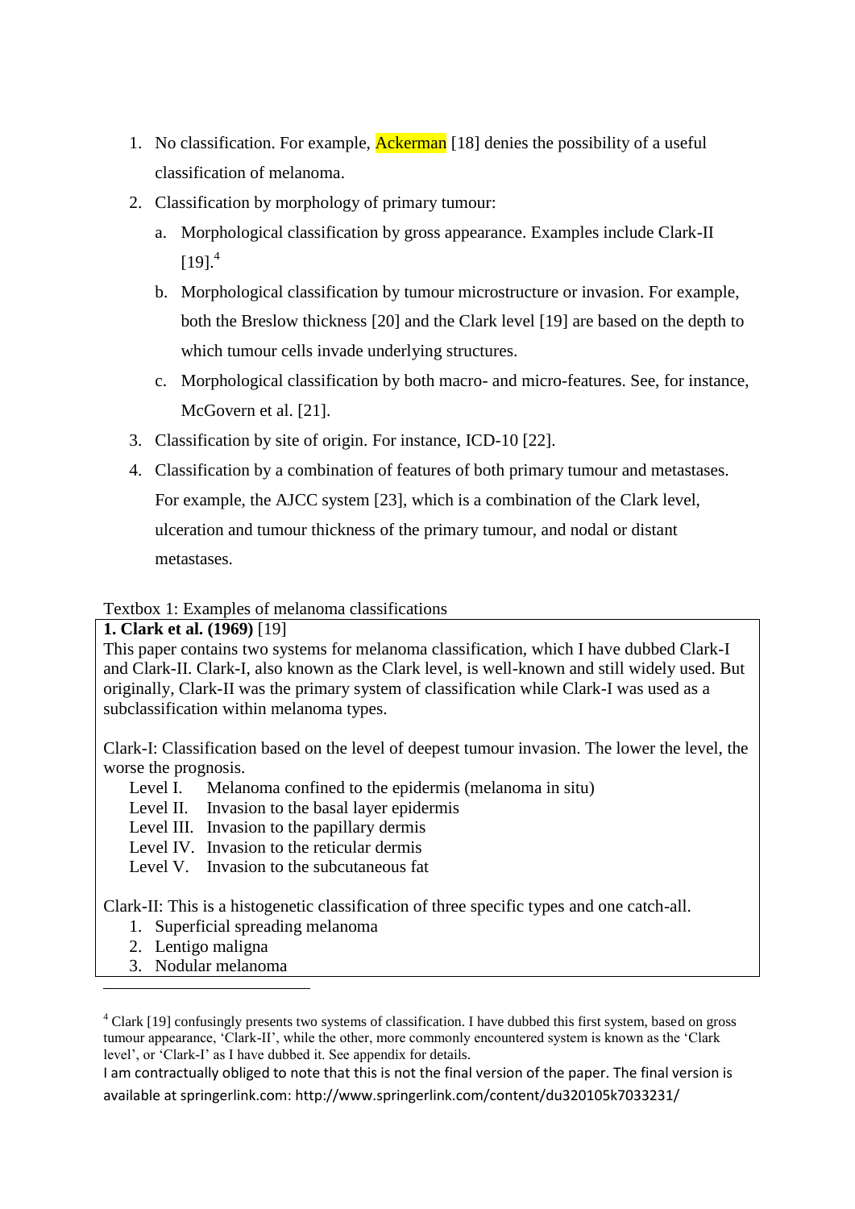1. No classification. For example, Ackerman [18] denies the possibility of a useful classification of melanoma.
2. Classification by morphology of primary tumour:
   a. Morphological classification by gross appearance. Examples include Clark-II [19].[4]
   b. Morphological classification by tumour microstructure or invasion. For example, both the Breslow thickness [20] and the Clark level [19] are based on the depth to which tumour cells invade underlying structures.
   c. Morphological classification by both macro- and micro-features. See, for instance, McGovern et al. [21].
3. Classification by site of origin. For instance, ICD-10 [22].
4. Classification by a combination of features of both primary tumour and metastases. For example, the AJCC system [23], which is a combination of the Clark level, ulceration and tumour thickness of the primary tumour, and nodal or distant metastases.

Textbox 1: Examples of melanoma classifications

**1. Clark et al. (1969)** [19]

This paper contains two systems for melanoma classification, which I have dubbed Clark-I and Clark-II. Clark-I, also known as the Clark level, is well-known and still widely used. But originally, Clark-II was the primary system of classification while Clark-I was used as a subclassification within melanoma types.

Clark-I: Classification based on the level of deepest tumour invasion. The lower the level, the worse the prognosis.

- Level I. Melanoma confined to the epidermis (melanoma in situ)
- Level II. Invasion to the basal layer epidermis
- Level III. Invasion to the papillary dermis
- Level IV. Invasion to the reticular dermis
- Level V. Invasion to the subcutaneous fat

Clark-II: This is a histogenetic classification of three specific types and one catch-all.

1. Superficial spreading melanoma
2. Lentigo maligna
3. Nodular melanoma

[4] Clark [19] confusingly presents two systems of classification. I have dubbed this first system, based on gross tumour appearance, 'Clark-II', while the other, more commonly encountered system is known as the 'Clark level', or 'Clark-I' as I have dubbed it. See appendix for details.

I am contractually obliged to note that this is not the final version of the paper. The final version is available at springerlink.com: http://www.springerlink.com/content/du320105k7033231/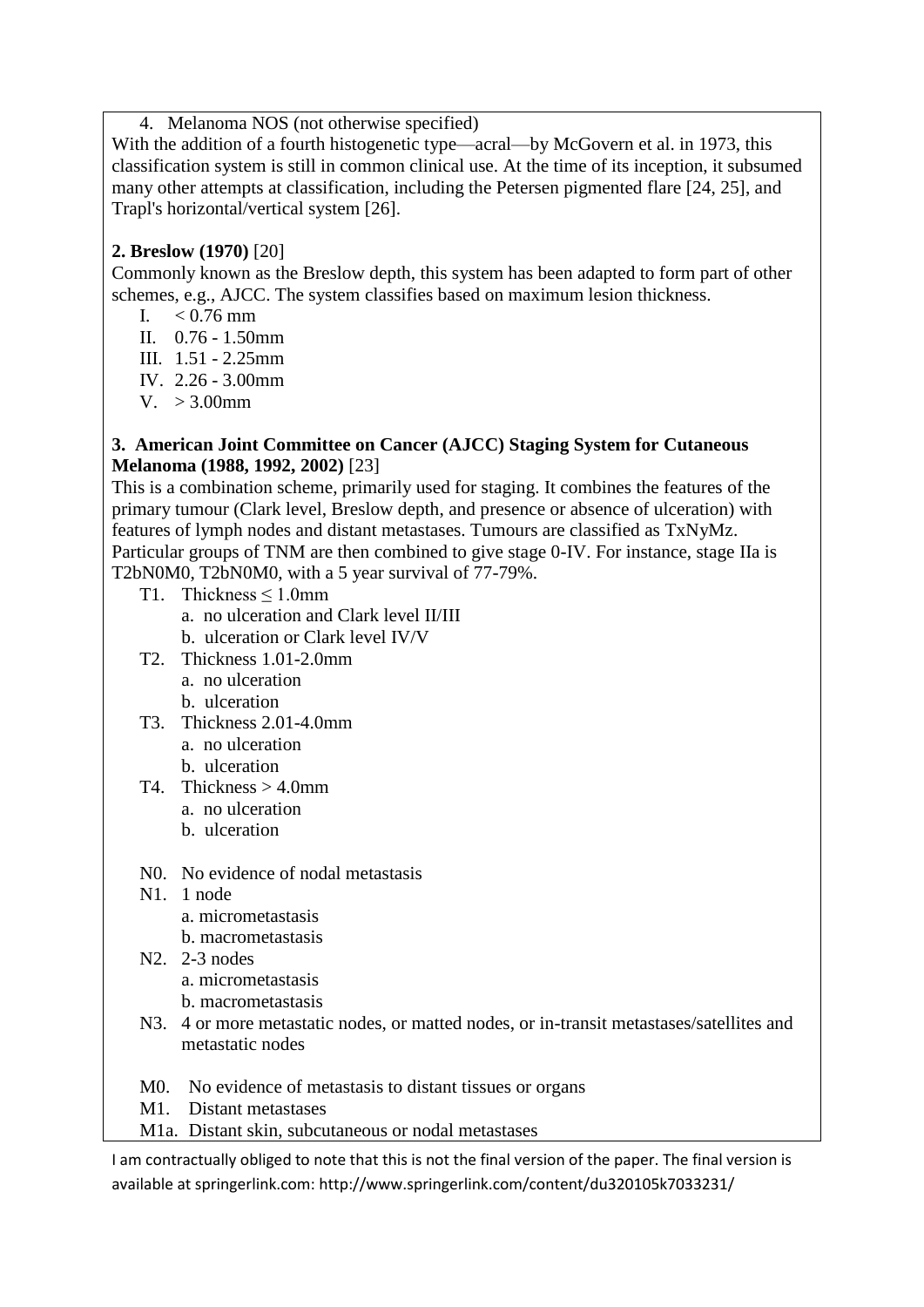4. Melanoma NOS (not otherwise specified)

With the addition of a fourth histogenetic type—acral—by McGovern et al. in 1973, this classification system is still in common clinical use. At the time of its inception, it subsumed many other attempts at classification, including the Petersen pigmented flare [24, 25], and Trapl's horizontal/vertical system [26].

**2. Breslow (1970)** [20]

Commonly known as the Breslow depth, this system has been adapted to form part of other schemes, e.g., AJCC. The system classifies based on maximum lesion thickness.

- I. < 0.76 mm
- II. 0.76 - 1.50mm
- III. 1.51 - 2.25mm
- IV. 2.26 - 3.00mm
- V. > 3.00mm

**3. American Joint Committee on Cancer (AJCC) Staging System for Cutaneous Melanoma (1988, 1992, 2002)** [23]

This is a combination scheme, primarily used for staging. It combines the features of the primary tumour (Clark level, Breslow depth, and presence or absence of ulceration) with features of lymph nodes and distant metastases. Tumours are classified as TxNyMz. Particular groups of TNM are then combined to give stage 0-IV. For instance, stage IIa is T2bN0M0, T2bN0M0, with a 5 year survival of 77-79%.

- T1. Thickness ≤ 1.0mm
  - a. no ulceration and Clark level II/III
  - b. ulceration or Clark level IV/V
- T2. Thickness 1.01-2.0mm
  - a. no ulceration
  - b. ulceration
- T3. Thickness 2.01-4.0mm
  - a. no ulceration
  - b. ulceration
- T4. Thickness > 4.0mm
  - a. no ulceration
  - b. ulceration

- N0. No evidence of nodal metastasis
- N1. 1 node
  - a. micrometastasis
  - b. macrometastasis
- N2. 2-3 nodes
  - a. micrometastasis
  - b. macrometastasis
- N3. 4 or more metastatic nodes, or matted nodes, or in-transit metastases/satellites and metastatic nodes

- M0. No evidence of metastasis to distant tissues or organs
- M1. Distant metastases
- M1a. Distant skin, subcutaneous or nodal metastases

I am contractually obliged to note that this is not the final version of the paper. The final version is available at springerlink.com: http://www.springerlink.com/content/du320105k7033231/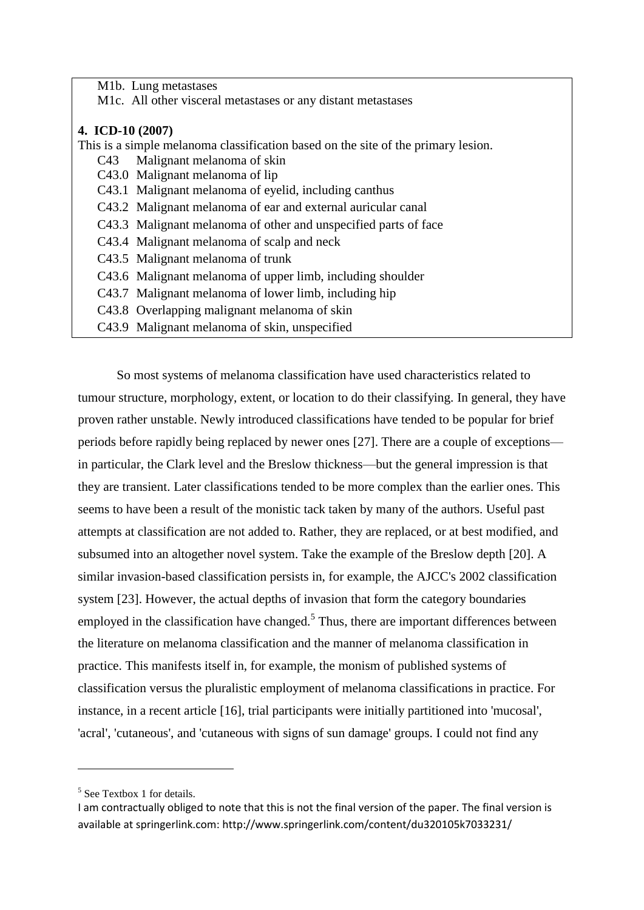M1b. Lung metastases
M1c. All other visceral metastases or any distant metastases

**4. ICD-10 (2007)**

This is a simple melanoma classification based on the site of the primary lesion.

- C43 Malignant melanoma of skin
- C43.0 Malignant melanoma of lip
- C43.1 Malignant melanoma of eyelid, including canthus
- C43.2 Malignant melanoma of ear and external auricular canal
- C43.3 Malignant melanoma of other and unspecified parts of face
- C43.4 Malignant melanoma of scalp and neck
- C43.5 Malignant melanoma of trunk
- C43.6 Malignant melanoma of upper limb, including shoulder
- C43.7 Malignant melanoma of lower limb, including hip
- C43.8 Overlapping malignant melanoma of skin
- C43.9 Malignant melanoma of skin, unspecified

So most systems of melanoma classification have used characteristics related to tumour structure, morphology, extent, or location to do their classifying. In general, they have proven rather unstable. Newly introduced classifications have tended to be popular for brief periods before rapidly being replaced by newer ones [27]. There are a couple of exceptions—in particular, the Clark level and the Breslow thickness—but the general impression is that they are transient. Later classifications tended to be more complex than the earlier ones. This seems to have been a result of the monistic tack taken by many of the authors. Useful past attempts at classification are not added to. Rather, they are replaced, or at best modified, and subsumed into an altogether novel system. Take the example of the Breslow depth [20]. A similar invasion-based classification persists in, for example, the AJCC's 2002 classification system [23]. However, the actual depths of invasion that form the category boundaries employed in the classification have changed.[5] Thus, there are important differences between the literature on melanoma classification and the manner of melanoma classification in practice. This manifests itself in, for example, the monism of published systems of classification versus the pluralistic employment of melanoma classifications in practice. For instance, in a recent article [16], trial participants were initially partitioned into 'mucosal', 'acral', 'cutaneous', and 'cutaneous with signs of sun damage' groups. I could not find any

[5] See Textbox 1 for details.

I am contractually obliged to note that this is not the final version of the paper. The final version is available at springerlink.com: http://www.springerlink.com/content/du320105k7033231/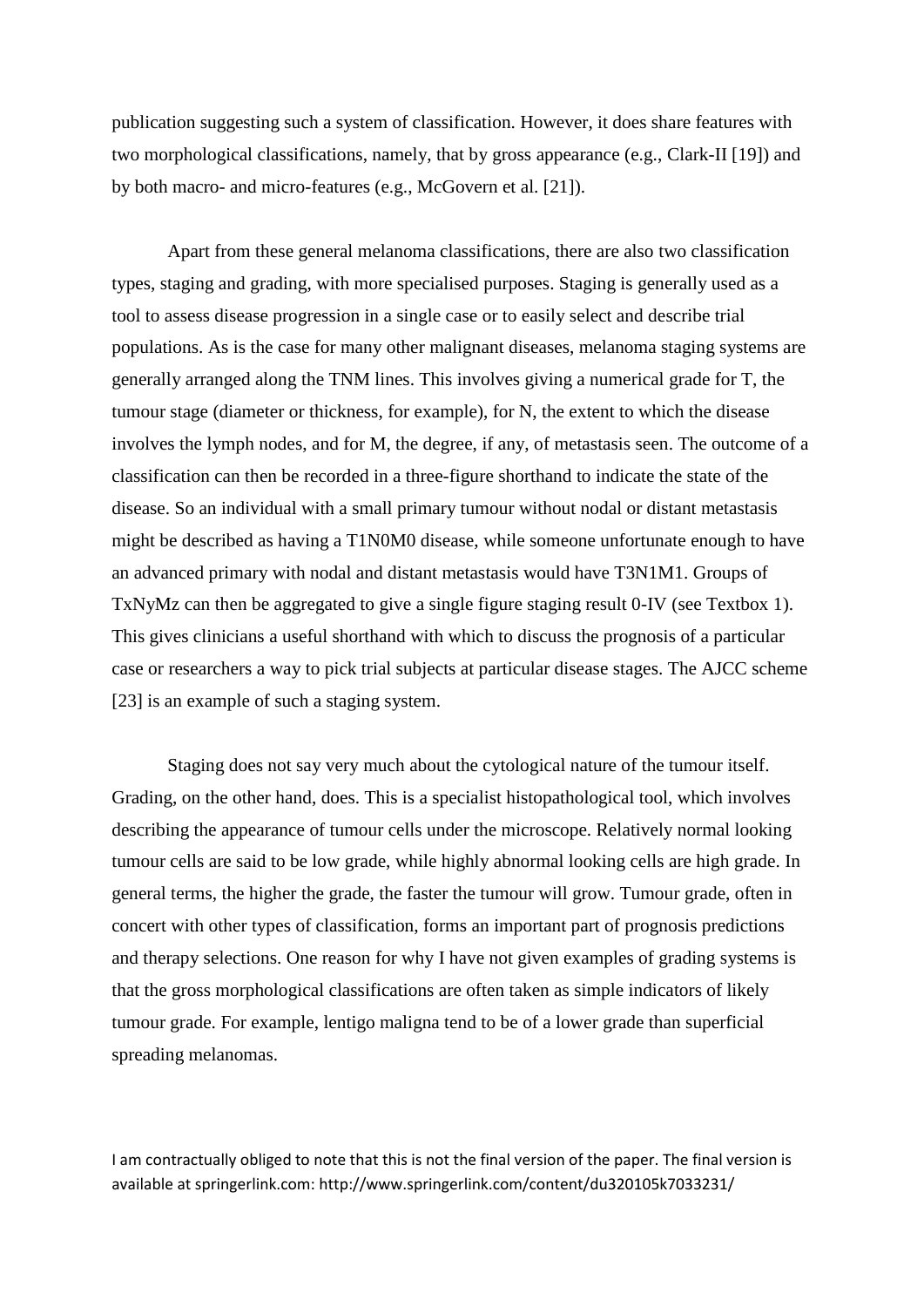publication suggesting such a system of classification. However, it does share features with two morphological classifications, namely, that by gross appearance (e.g., Clark-II [19]) and by both macro- and micro-features (e.g., McGovern et al. [21]).

Apart from these general melanoma classifications, there are also two classification types, staging and grading, with more specialised purposes. Staging is generally used as a tool to assess disease progression in a single case or to easily select and describe trial populations. As is the case for many other malignant diseases, melanoma staging systems are generally arranged along the TNM lines. This involves giving a numerical grade for T, the tumour stage (diameter or thickness, for example), for N, the extent to which the disease involves the lymph nodes, and for M, the degree, if any, of metastasis seen. The outcome of a classification can then be recorded in a three-figure shorthand to indicate the state of the disease. So an individual with a small primary tumour without nodal or distant metastasis might be described as having a T1N0M0 disease, while someone unfortunate enough to have an advanced primary with nodal and distant metastasis would have T3N1M1. Groups of TxNyMz can then be aggregated to give a single figure staging result 0-IV (see Textbox 1). This gives clinicians a useful shorthand with which to discuss the prognosis of a particular case or researchers a way to pick trial subjects at particular disease stages. The AJCC scheme [23] is an example of such a staging system.

Staging does not say very much about the cytological nature of the tumour itself. Grading, on the other hand, does. This is a specialist histopathological tool, which involves describing the appearance of tumour cells under the microscope. Relatively normal looking tumour cells are said to be low grade, while highly abnormal looking cells are high grade. In general terms, the higher the grade, the faster the tumour will grow. Tumour grade, often in concert with other types of classification, forms an important part of prognosis predictions and therapy selections. One reason for why I have not given examples of grading systems is that the gross morphological classifications are often taken as simple indicators of likely tumour grade. For example, lentigo maligna tend to be of a lower grade than superficial spreading melanomas.

I am contractually obliged to note that this is not the final version of the paper. The final version is available at springerlink.com: http://www.springerlink.com/content/du320105k7033231/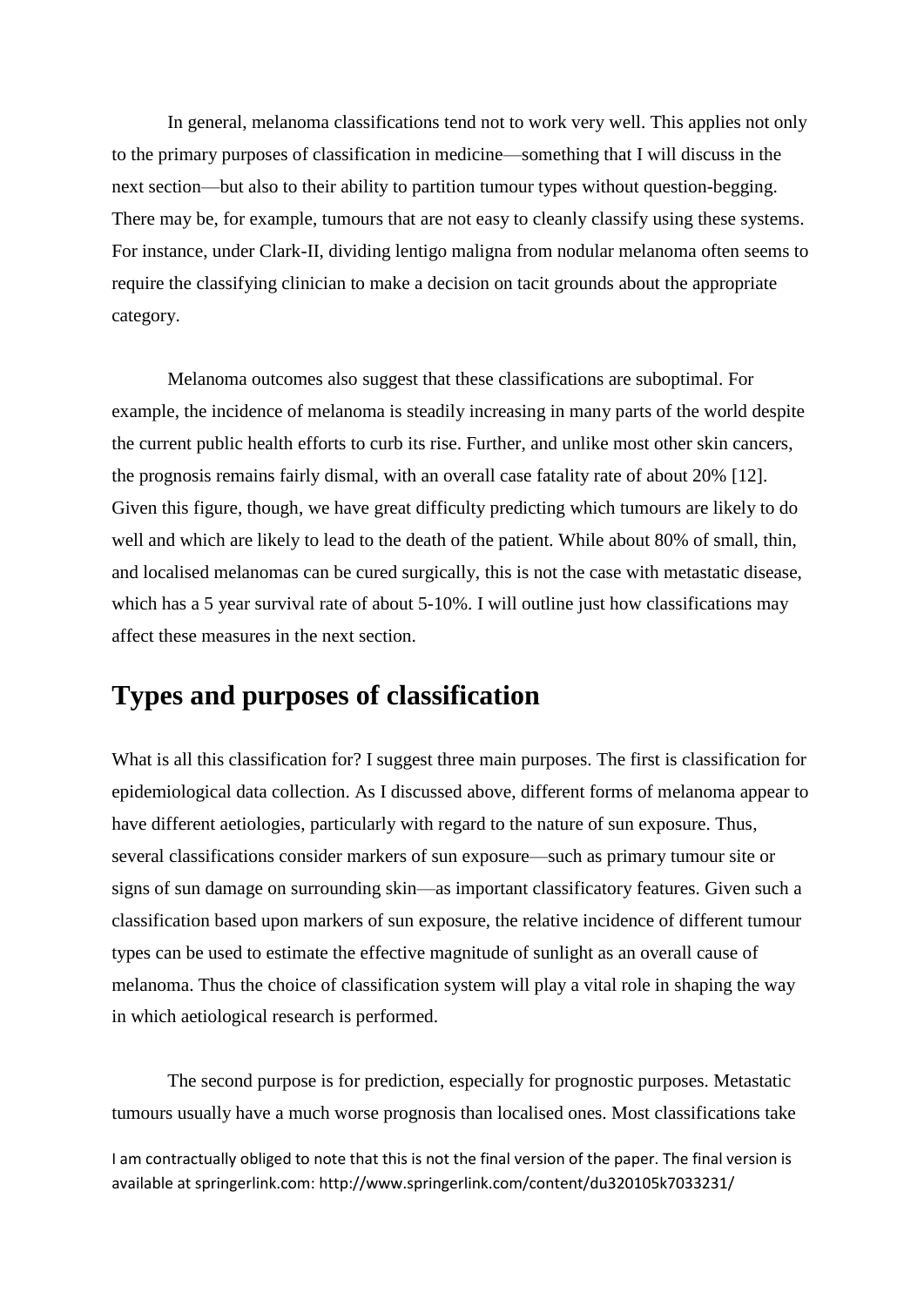In general, melanoma classifications tend not to work very well. This applies not only to the primary purposes of classification in medicine—something that I will discuss in the next section—but also to their ability to partition tumour types without question-begging. There may be, for example, tumours that are not easy to cleanly classify using these systems. For instance, under Clark-II, dividing lentigo maligna from nodular melanoma often seems to require the classifying clinician to make a decision on tacit grounds about the appropriate category.

Melanoma outcomes also suggest that these classifications are suboptimal. For example, the incidence of melanoma is steadily increasing in many parts of the world despite the current public health efforts to curb its rise. Further, and unlike most other skin cancers, the prognosis remains fairly dismal, with an overall case fatality rate of about 20% [12]. Given this figure, though, we have great difficulty predicting which tumours are likely to do well and which are likely to lead to the death of the patient. While about 80% of small, thin, and localised melanomas can be cured surgically, this is not the case with metastatic disease, which has a 5 year survival rate of about 5-10%. I will outline just how classifications may affect these measures in the next section.

## Types and purposes of classification

What is all this classification for? I suggest three main purposes. The first is classification for epidemiological data collection. As I discussed above, different forms of melanoma appear to have different aetiologies, particularly with regard to the nature of sun exposure. Thus, several classifications consider markers of sun exposure—such as primary tumour site or signs of sun damage on surrounding skin—as important classificatory features. Given such a classification based upon markers of sun exposure, the relative incidence of different tumour types can be used to estimate the effective magnitude of sunlight as an overall cause of melanoma. Thus the choice of classification system will play a vital role in shaping the way in which aetiological research is performed.

The second purpose is for prediction, especially for prognostic purposes. Metastatic tumours usually have a much worse prognosis than localised ones. Most classifications take

I am contractually obliged to note that this is not the final version of the paper. The final version is available at springerlink.com: http://www.springerlink.com/content/du320105k7033231/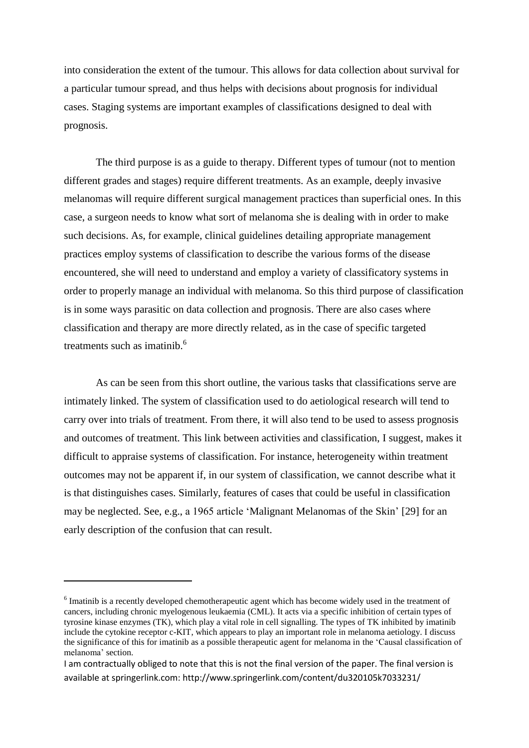into consideration the extent of the tumour. This allows for data collection about survival for a particular tumour spread, and thus helps with decisions about prognosis for individual cases. Staging systems are important examples of classifications designed to deal with prognosis.

The third purpose is as a guide to therapy. Different types of tumour (not to mention different grades and stages) require different treatments. As an example, deeply invasive melanomas will require different surgical management practices than superficial ones. In this case, a surgeon needs to know what sort of melanoma she is dealing with in order to make such decisions. As, for example, clinical guidelines detailing appropriate management practices employ systems of classification to describe the various forms of the disease encountered, she will need to understand and employ a variety of classificatory systems in order to properly manage an individual with melanoma. So this third purpose of classification is in some ways parasitic on data collection and prognosis. There are also cases where classification and therapy are more directly related, as in the case of specific targeted treatments such as imatinib.[6]

As can be seen from this short outline, the various tasks that classifications serve are intimately linked. The system of classification used to do aetiological research will tend to carry over into trials of treatment. From there, it will also tend to be used to assess prognosis and outcomes of treatment. This link between activities and classification, I suggest, makes it difficult to appraise systems of classification. For instance, heterogeneity within treatment outcomes may not be apparent if, in our system of classification, we cannot describe what it is that distinguishes cases. Similarly, features of cases that could be useful in classification may be neglected. See, e.g., a 1965 article 'Malignant Melanomas of the Skin' [29] for an early description of the confusion that can result.

---

[6] Imatinib is a recently developed chemotherapeutic agent which has become widely used in the treatment of cancers, including chronic myelogenous leukaemia (CML). It acts via a specific inhibition of certain types of tyrosine kinase enzymes (TK), which play a vital role in cell signalling. The types of TK inhibited by imatinib include the cytokine receptor c-KIT, which appears to play an important role in melanoma aetiology. I discuss the significance of this for imatinib as a possible therapeutic agent for melanoma in the 'Causal classification of melanoma' section.

I am contractually obliged to note that this is not the final version of the paper. The final version is available at springerlink.com: http://www.springerlink.com/content/du320105k7033231/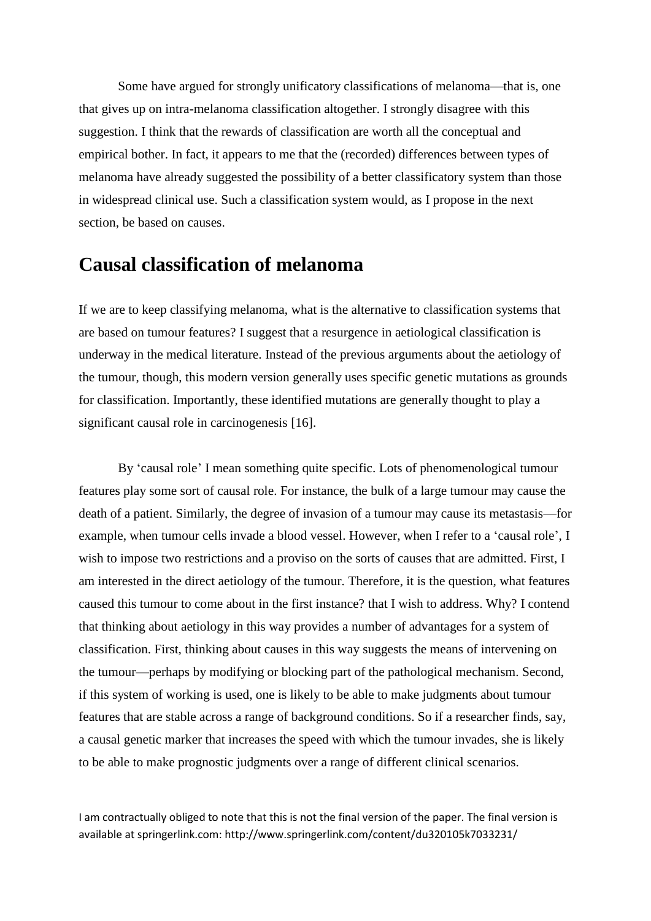Some have argued for strongly unificatory classifications of melanoma—that is, one that gives up on intra-melanoma classification altogether. I strongly disagree with this suggestion. I think that the rewards of classification are worth all the conceptual and empirical bother. In fact, it appears to me that the (recorded) differences between types of melanoma have already suggested the possibility of a better classificatory system than those in widespread clinical use. Such a classification system would, as I propose in the next section, be based on causes.

## Causal classification of melanoma

If we are to keep classifying melanoma, what is the alternative to classification systems that are based on tumour features? I suggest that a resurgence in aetiological classification is underway in the medical literature. Instead of the previous arguments about the aetiology of the tumour, though, this modern version generally uses specific genetic mutations as grounds for classification. Importantly, these identified mutations are generally thought to play a significant causal role in carcinogenesis [16].

By 'causal role' I mean something quite specific. Lots of phenomenological tumour features play some sort of causal role. For instance, the bulk of a large tumour may cause the death of a patient. Similarly, the degree of invasion of a tumour may cause its metastasis—for example, when tumour cells invade a blood vessel. However, when I refer to a 'causal role', I wish to impose two restrictions and a proviso on the sorts of causes that are admitted. First, I am interested in the direct aetiology of the tumour. Therefore, it is the question, what features caused this tumour to come about in the first instance? that I wish to address. Why? I contend that thinking about aetiology in this way provides a number of advantages for a system of classification. First, thinking about causes in this way suggests the means of intervening on the tumour—perhaps by modifying or blocking part of the pathological mechanism. Second, if this system of working is used, one is likely to be able to make judgments about tumour features that are stable across a range of background conditions. So if a researcher finds, say, a causal genetic marker that increases the speed with which the tumour invades, she is likely to be able to make prognostic judgments over a range of different clinical scenarios.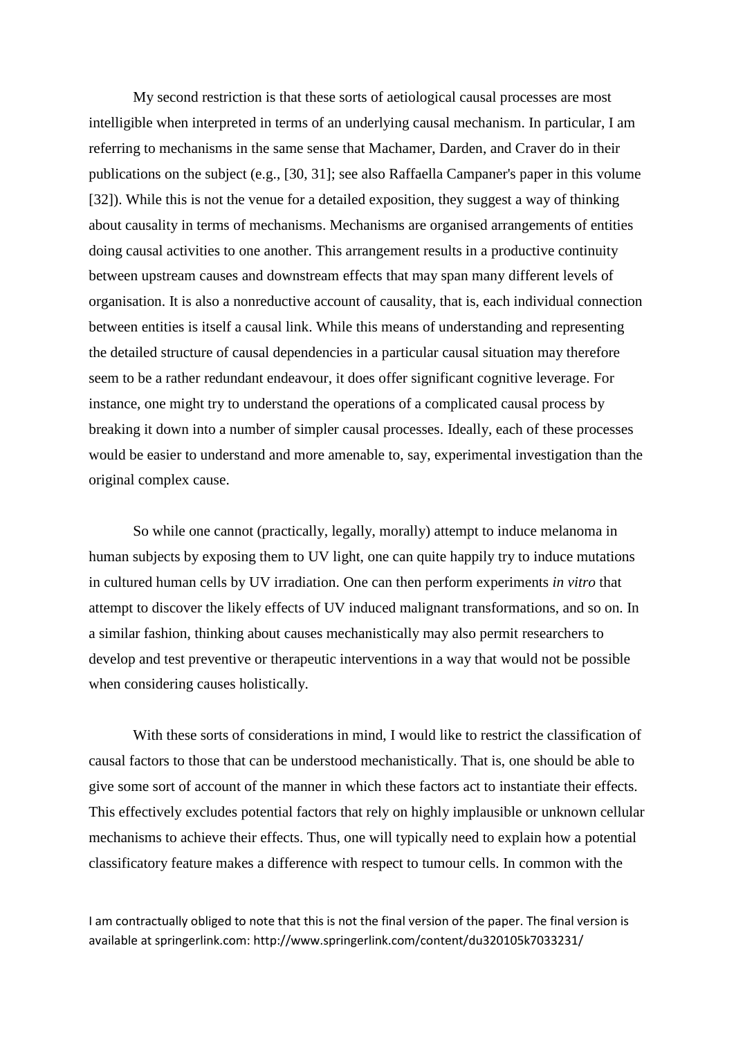My second restriction is that these sorts of aetiological causal processes are most intelligible when interpreted in terms of an underlying causal mechanism. In particular, I am referring to mechanisms in the same sense that Machamer, Darden, and Craver do in their publications on the subject (e.g., [30, 31]; see also Raffaella Campaner's paper in this volume [32]). While this is not the venue for a detailed exposition, they suggest a way of thinking about causality in terms of mechanisms. Mechanisms are organised arrangements of entities doing causal activities to one another. This arrangement results in a productive continuity between upstream causes and downstream effects that may span many different levels of organisation. It is also a nonreductive account of causality, that is, each individual connection between entities is itself a causal link. While this means of understanding and representing the detailed structure of causal dependencies in a particular causal situation may therefore seem to be a rather redundant endeavour, it does offer significant cognitive leverage. For instance, one might try to understand the operations of a complicated causal process by breaking it down into a number of simpler causal processes. Ideally, each of these processes would be easier to understand and more amenable to, say, experimental investigation than the original complex cause.

So while one cannot (practically, legally, morally) attempt to induce melanoma in human subjects by exposing them to UV light, one can quite happily try to induce mutations in cultured human cells by UV irradiation. One can then perform experiments *in vitro* that attempt to discover the likely effects of UV induced malignant transformations, and so on. In a similar fashion, thinking about causes mechanistically may also permit researchers to develop and test preventive or therapeutic interventions in a way that would not be possible when considering causes holistically.

With these sorts of considerations in mind, I would like to restrict the classification of causal factors to those that can be understood mechanistically. That is, one should be able to give some sort of account of the manner in which these factors act to instantiate their effects. This effectively excludes potential factors that rely on highly implausible or unknown cellular mechanisms to achieve their effects. Thus, one will typically need to explain how a potential classificatory feature makes a difference with respect to tumour cells. In common with the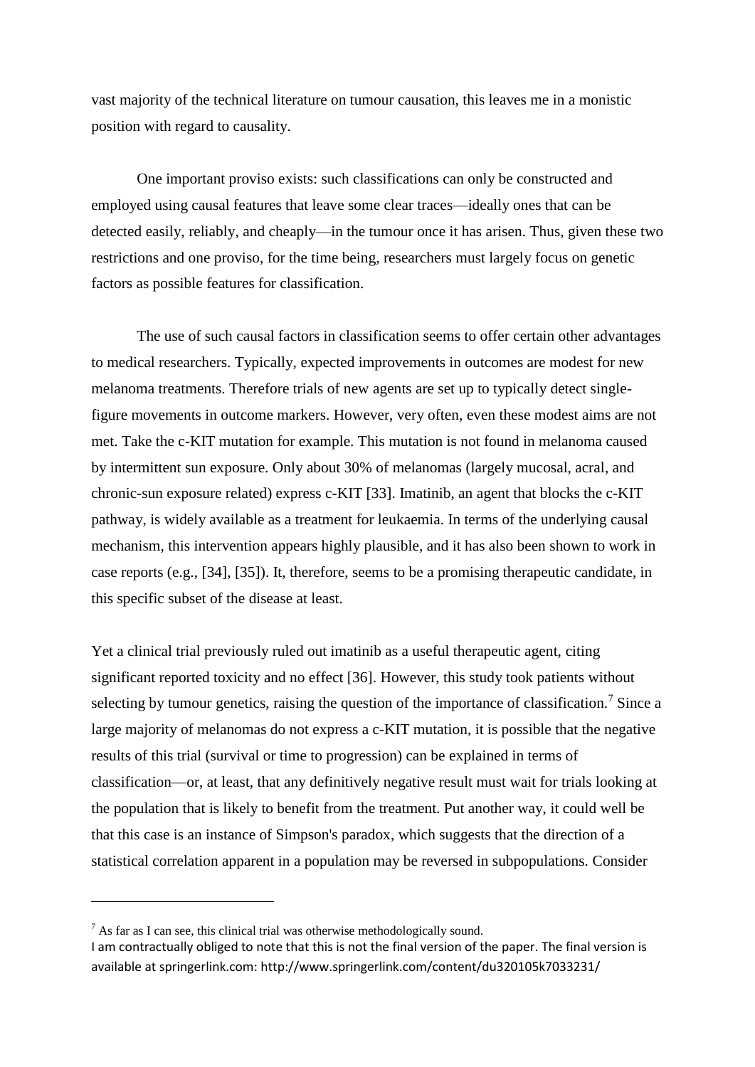vast majority of the technical literature on tumour causation, this leaves me in a monistic position with regard to causality.

One important proviso exists: such classifications can only be constructed and employed using causal features that leave some clear traces—ideally ones that can be detected easily, reliably, and cheaply—in the tumour once it has arisen. Thus, given these two restrictions and one proviso, for the time being, researchers must largely focus on genetic factors as possible features for classification.

The use of such causal factors in classification seems to offer certain other advantages to medical researchers. Typically, expected improvements in outcomes are modest for new melanoma treatments. Therefore trials of new agents are set up to typically detect single-figure movements in outcome markers. However, very often, even these modest aims are not met. Take the c-KIT mutation for example. This mutation is not found in melanoma caused by intermittent sun exposure. Only about 30% of melanomas (largely mucosal, acral, and chronic-sun exposure related) express c-KIT [33]. Imatinib, an agent that blocks the c-KIT pathway, is widely available as a treatment for leukaemia. In terms of the underlying causal mechanism, this intervention appears highly plausible, and it has also been shown to work in case reports (e.g., [34], [35]). It, therefore, seems to be a promising therapeutic candidate, in this specific subset of the disease at least.

Yet a clinical trial previously ruled out imatinib as a useful therapeutic agent, citing significant reported toxicity and no effect [36]. However, this study took patients without selecting by tumour genetics, raising the question of the importance of classification.[7] Since a large majority of melanomas do not express a c-KIT mutation, it is possible that the negative results of this trial (survival or time to progression) can be explained in terms of classification—or, at least, that any definitively negative result must wait for trials looking at the population that is likely to benefit from the treatment. Put another way, it could well be that this case is an instance of Simpson's paradox, which suggests that the direction of a statistical correlation apparent in a population may be reversed in subpopulations. Consider

[7] As far as I can see, this clinical trial was otherwise methodologically sound.

I am contractually obliged to note that this is not the final version of the paper. The final version is available at springerlink.com: http://www.springerlink.com/content/du320105k7033231/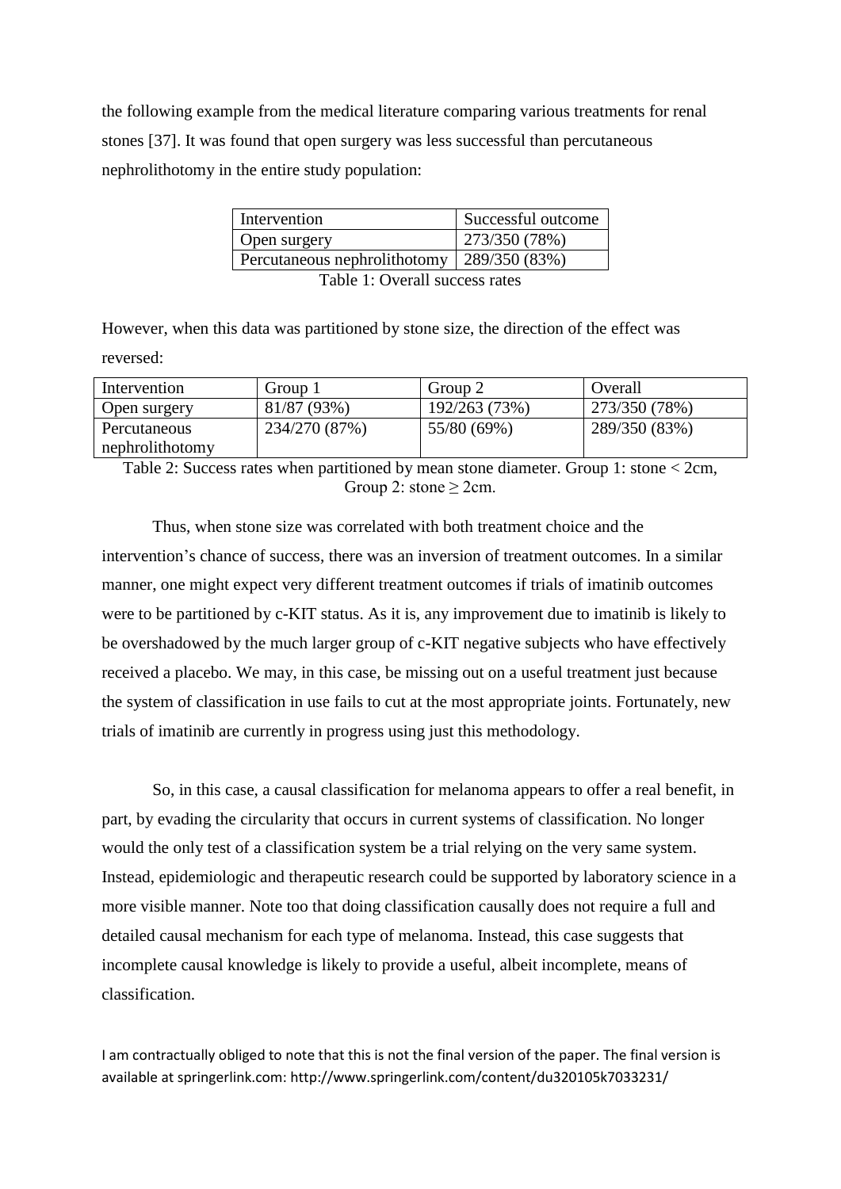the following example from the medical literature comparing various treatments for renal stones [37]. It was found that open surgery was less successful than percutaneous nephrolithotomy in the entire study population:

| Intervention | Successful outcome |
|---|---|
| Open surgery | 273/350 (78%) |
| Percutaneous nephrolithotomy | 289/350 (83%) |

Table 1: Overall success rates

However, when this data was partitioned by stone size, the direction of the effect was reversed:

| Intervention | Group 1 | Group 2 | Overall |
|---|---|---|---|
| Open surgery | 81/87 (93%) | 192/263 (73%) | 273/350 (78%) |
| Percutaneous nephrolithotomy | 234/270 (87%) | 55/80 (69%) | 289/350 (83%) |

Table 2: Success rates when partitioned by mean stone diameter. Group 1: stone < 2cm, Group 2: stone ≥ 2cm.

Thus, when stone size was correlated with both treatment choice and the intervention's chance of success, there was an inversion of treatment outcomes. In a similar manner, one might expect very different treatment outcomes if trials of imatinib outcomes were to be partitioned by c-KIT status. As it is, any improvement due to imatinib is likely to be overshadowed by the much larger group of c-KIT negative subjects who have effectively received a placebo. We may, in this case, be missing out on a useful treatment just because the system of classification in use fails to cut at the most appropriate joints. Fortunately, new trials of imatinib are currently in progress using just this methodology.

So, in this case, a causal classification for melanoma appears to offer a real benefit, in part, by evading the circularity that occurs in current systems of classification. No longer would the only test of a classification system be a trial relying on the very same system. Instead, epidemiologic and therapeutic research could be supported by laboratory science in a more visible manner. Note too that doing classification causally does not require a full and detailed causal mechanism for each type of melanoma. Instead, this case suggests that incomplete causal knowledge is likely to provide a useful, albeit incomplete, means of classification.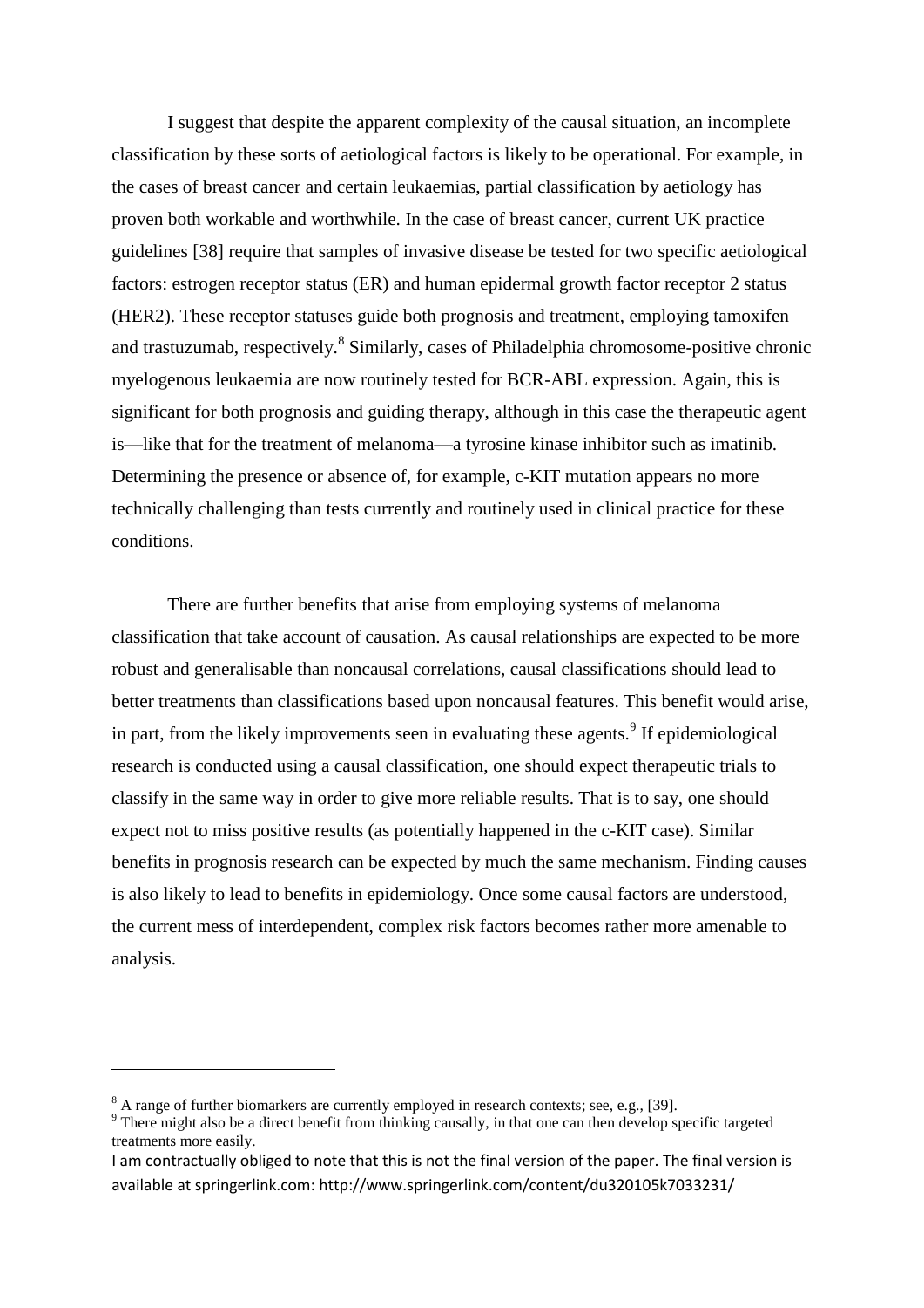I suggest that despite the apparent complexity of the causal situation, an incomplete classification by these sorts of aetiological factors is likely to be operational. For example, in the cases of breast cancer and certain leukaemias, partial classification by aetiology has proven both workable and worthwhile. In the case of breast cancer, current UK practice guidelines [38] require that samples of invasive disease be tested for two specific aetiological factors: estrogen receptor status (ER) and human epidermal growth factor receptor 2 status (HER2). These receptor statuses guide both prognosis and treatment, employing tamoxifen and trastuzumab, respectively.[8] Similarly, cases of Philadelphia chromosome-positive chronic myelogenous leukaemia are now routinely tested for BCR-ABL expression. Again, this is significant for both prognosis and guiding therapy, although in this case the therapeutic agent is—like that for the treatment of melanoma—a tyrosine kinase inhibitor such as imatinib. Determining the presence or absence of, for example, c-KIT mutation appears no more technically challenging than tests currently and routinely used in clinical practice for these conditions.

There are further benefits that arise from employing systems of melanoma classification that take account of causation. As causal relationships are expected to be more robust and generalisable than noncausal correlations, causal classifications should lead to better treatments than classifications based upon noncausal features. This benefit would arise, in part, from the likely improvements seen in evaluating these agents.[9] If epidemiological research is conducted using a causal classification, one should expect therapeutic trials to classify in the same way in order to give more reliable results. That is to say, one should expect not to miss positive results (as potentially happened in the c-KIT case). Similar benefits in prognosis research can be expected by much the same mechanism. Finding causes is also likely to lead to benefits in epidemiology. Once some causal factors are understood, the current mess of interdependent, complex risk factors becomes rather more amenable to analysis.

---

[8] A range of further biomarkers are currently employed in research contexts; see, e.g., [39].

[9] There might also be a direct benefit from thinking causally, in that one can then develop specific targeted treatments more easily.

I am contractually obliged to note that this is not the final version of the paper. The final version is available at springerlink.com: http://www.springerlink.com/content/du320105k7033231/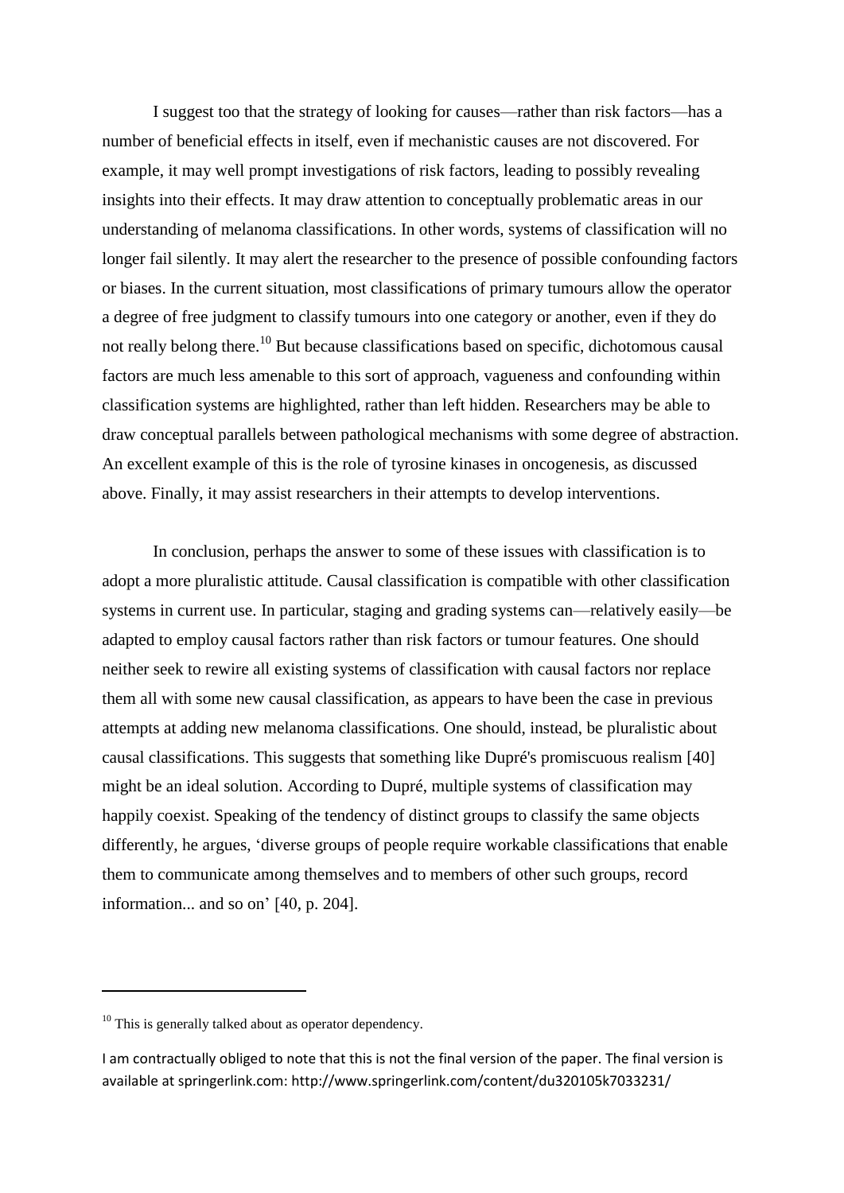I suggest too that the strategy of looking for causes—rather than risk factors—has a number of beneficial effects in itself, even if mechanistic causes are not discovered. For example, it may well prompt investigations of risk factors, leading to possibly revealing insights into their effects. It may draw attention to conceptually problematic areas in our understanding of melanoma classifications. In other words, systems of classification will no longer fail silently. It may alert the researcher to the presence of possible confounding factors or biases. In the current situation, most classifications of primary tumours allow the operator a degree of free judgment to classify tumours into one category or another, even if they do not really belong there.[10] But because classifications based on specific, dichotomous causal factors are much less amenable to this sort of approach, vagueness and confounding within classification systems are highlighted, rather than left hidden. Researchers may be able to draw conceptual parallels between pathological mechanisms with some degree of abstraction. An excellent example of this is the role of tyrosine kinases in oncogenesis, as discussed above. Finally, it may assist researchers in their attempts to develop interventions.

In conclusion, perhaps the answer to some of these issues with classification is to adopt a more pluralistic attitude. Causal classification is compatible with other classification systems in current use. In particular, staging and grading systems can—relatively easily—be adapted to employ causal factors rather than risk factors or tumour features. One should neither seek to rewire all existing systems of classification with causal factors nor replace them all with some new causal classification, as appears to have been the case in previous attempts at adding new melanoma classifications. One should, instead, be pluralistic about causal classifications. This suggests that something like Dupré's promiscuous realism [40] might be an ideal solution. According to Dupré, multiple systems of classification may happily coexist. Speaking of the tendency of distinct groups to classify the same objects differently, he argues, 'diverse groups of people require workable classifications that enable them to communicate among themselves and to members of other such groups, record information... and so on' [40, p. 204].

[10] This is generally talked about as operator dependency.

I am contractually obliged to note that this is not the final version of the paper. The final version is available at springerlink.com: http://www.springerlink.com/content/du320105k7033231/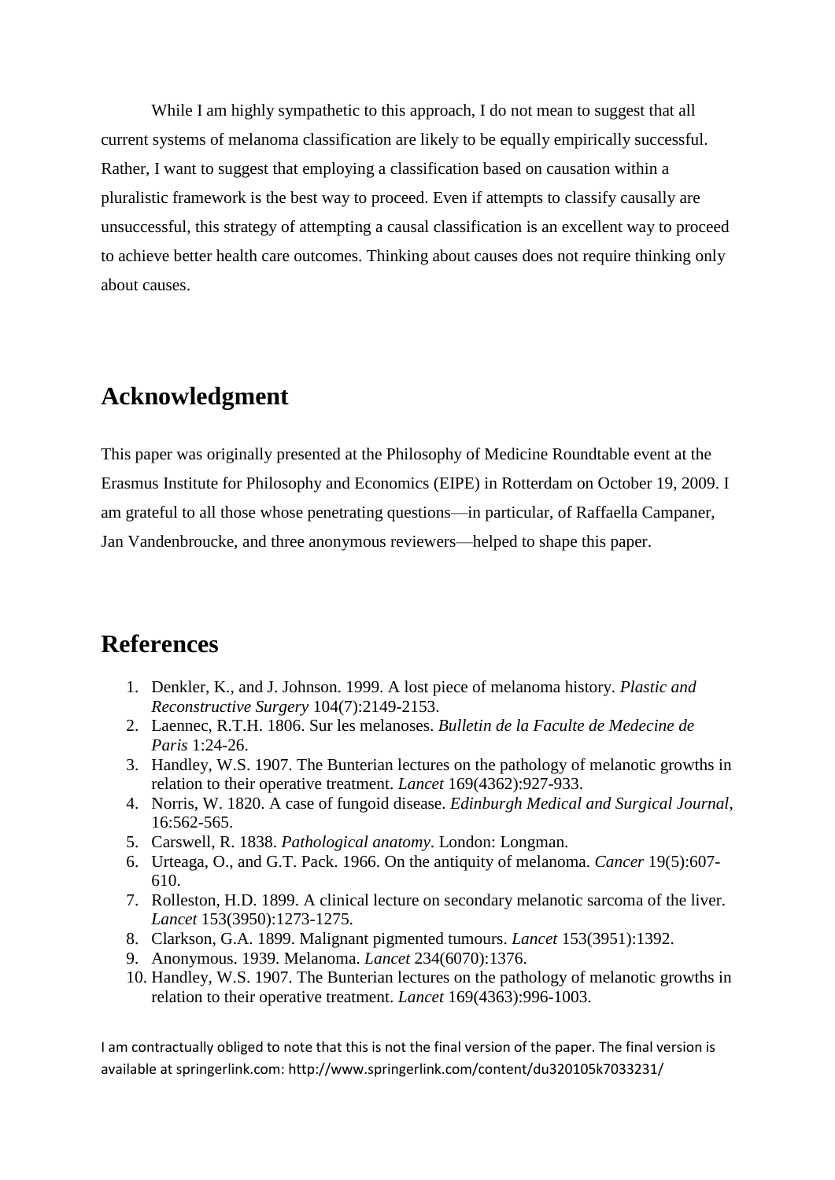While I am highly sympathetic to this approach, I do not mean to suggest that all current systems of melanoma classification are likely to be equally empirically successful. Rather, I want to suggest that employing a classification based on causation within a pluralistic framework is the best way to proceed. Even if attempts to classify causally are unsuccessful, this strategy of attempting a causal classification is an excellent way to proceed to achieve better health care outcomes. Thinking about causes does not require thinking only about causes.

## Acknowledgment

This paper was originally presented at the Philosophy of Medicine Roundtable event at the Erasmus Institute for Philosophy and Economics (EIPE) in Rotterdam on October 19, 2009. I am grateful to all those whose penetrating questions—in particular, of Raffaella Campaner, Jan Vandenbroucke, and three anonymous reviewers—helped to shape this paper.

## References

1. Denkler, K., and J. Johnson. 1999. A lost piece of melanoma history. *Plastic and Reconstructive Surgery* 104(7):2149-2153.
2. Laennec, R.T.H. 1806. Sur les melanoses. *Bulletin de la Faculte de Medecine de Paris* 1:24-26.
3. Handley, W.S. 1907. The Bunterian lectures on the pathology of melanotic growths in relation to their operative treatment. *Lancet* 169(4362):927-933.
4. Norris, W. 1820. A case of fungoid disease. *Edinburgh Medical and Surgical Journal*, 16:562-565.
5. Carswell, R. 1838. *Pathological anatomy*. London: Longman.
6. Urteaga, O., and G.T. Pack. 1966. On the antiquity of melanoma. *Cancer* 19(5):607-610.
7. Rolleston, H.D. 1899. A clinical lecture on secondary melanotic sarcoma of the liver. *Lancet* 153(3950):1273-1275.
8. Clarkson, G.A. 1899. Malignant pigmented tumours. *Lancet* 153(3951):1392.
9. Anonymous. 1939. Melanoma. *Lancet* 234(6070):1376.
10. Handley, W.S. 1907. The Bunterian lectures on the pathology of melanotic growths in relation to their operative treatment. *Lancet* 169(4363):996-1003.

I am contractually obliged to note that this is not the final version of the paper. The final version is available at springerlink.com: http://www.springerlink.com/content/du320105k7033231/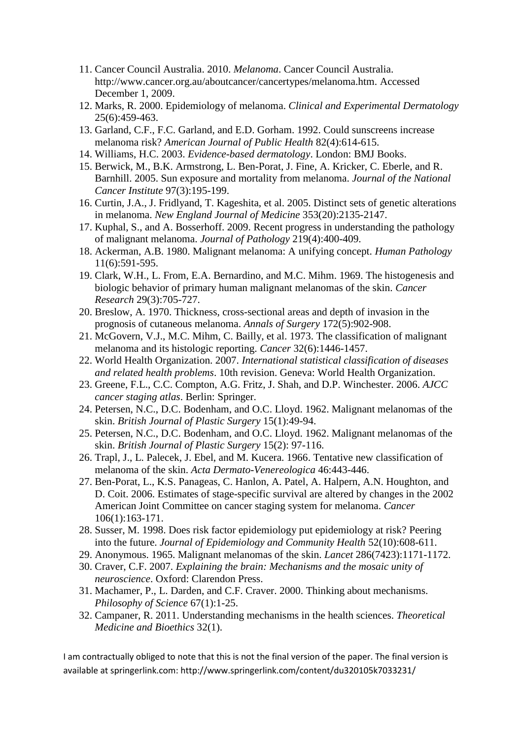11. Cancer Council Australia. 2010. *Melanoma*. Cancer Council Australia. http://www.cancer.org.au/aboutcancer/cancertypes/melanoma.htm. Accessed December 1, 2009.
12. Marks, R. 2000. Epidemiology of melanoma. *Clinical and Experimental Dermatology* 25(6):459-463.
13. Garland, C.F., F.C. Garland, and E.D. Gorham. 1992. Could sunscreens increase melanoma risk? *American Journal of Public Health* 82(4):614-615.
14. Williams, H.C. 2003. *Evidence-based dermatology*. London: BMJ Books.
15. Berwick, M., B.K. Armstrong, L. Ben-Porat, J. Fine, A. Kricker, C. Eberle, and R. Barnhill. 2005. Sun exposure and mortality from melanoma. *Journal of the National Cancer Institute* 97(3):195-199.
16. Curtin, J.A., J. Fridlyand, T. Kageshita, et al. 2005. Distinct sets of genetic alterations in melanoma. *New England Journal of Medicine* 353(20):2135-2147.
17. Kuphal, S., and A. Bosserhoff. 2009. Recent progress in understanding the pathology of malignant melanoma. *Journal of Pathology* 219(4):400-409.
18. Ackerman, A.B. 1980. Malignant melanoma: A unifying concept. *Human Pathology* 11(6):591-595.
19. Clark, W.H., L. From, E.A. Bernardino, and M.C. Mihm. 1969. The histogenesis and biologic behavior of primary human malignant melanomas of the skin. *Cancer Research* 29(3):705-727.
20. Breslow, A. 1970. Thickness, cross-sectional areas and depth of invasion in the prognosis of cutaneous melanoma. *Annals of Surgery* 172(5):902-908.
21. McGovern, V.J., M.C. Mihm, C. Bailly, et al. 1973. The classification of malignant melanoma and its histologic reporting. *Cancer* 32(6):1446-1457.
22. World Health Organization. 2007. *International statistical classification of diseases and related health problems*. 10th revision. Geneva: World Health Organization.
23. Greene, F.L., C.C. Compton, A.G. Fritz, J. Shah, and D.P. Winchester. 2006. *AJCC cancer staging atlas*. Berlin: Springer.
24. Petersen, N.C., D.C. Bodenham, and O.C. Lloyd. 1962. Malignant melanomas of the skin. *British Journal of Plastic Surgery* 15(1):49-94.
25. Petersen, N.C., D.C. Bodenham, and O.C. Lloyd. 1962. Malignant melanomas of the skin. *British Journal of Plastic Surgery* 15(2): 97-116.
26. Trapl, J., L. Palecek, J. Ebel, and M. Kucera. 1966. Tentative new classification of melanoma of the skin. *Acta Dermato-Venereologica* 46:443-446.
27. Ben-Porat, L., K.S. Panageas, C. Hanlon, A. Patel, A. Halpern, A.N. Houghton, and D. Coit. 2006. Estimates of stage-specific survival are altered by changes in the 2002 American Joint Committee on cancer staging system for melanoma. *Cancer* 106(1):163-171.
28. Susser, M. 1998. Does risk factor epidemiology put epidemiology at risk? Peering into the future. *Journal of Epidemiology and Community Health* 52(10):608-611.
29. Anonymous. 1965. Malignant melanomas of the skin. *Lancet* 286(7423):1171-1172.
30. Craver, C.F. 2007. *Explaining the brain: Mechanisms and the mosaic unity of neuroscience*. Oxford: Clarendon Press.
31. Machamer, P., L. Darden, and C.F. Craver. 2000. Thinking about mechanisms. *Philosophy of Science* 67(1):1-25.
32. Campaner, R. 2011. Understanding mechanisms in the health sciences. *Theoretical Medicine and Bioethics* 32(1).

I am contractually obliged to note that this is not the final version of the paper. The final version is available at springerlink.com: http://www.springerlink.com/content/du320105k7033231/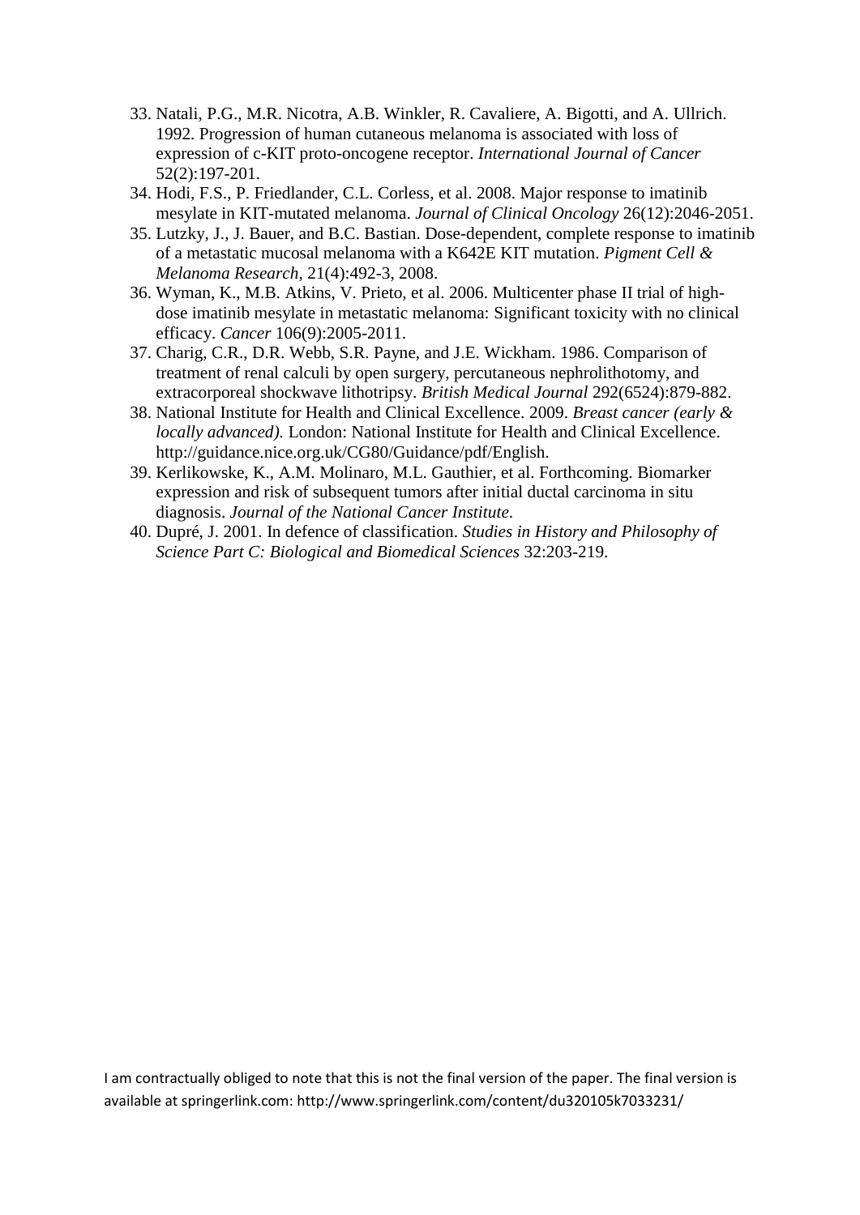33. Natali, P.G., M.R. Nicotra, A.B. Winkler, R. Cavaliere, A. Bigotti, and A. Ullrich. 1992. Progression of human cutaneous melanoma is associated with loss of expression of c-KIT proto-oncogene receptor. *International Journal of Cancer* 52(2):197-201.
34. Hodi, F.S., P. Friedlander, C.L. Corless, et al. 2008. Major response to imatinib mesylate in KIT-mutated melanoma. *Journal of Clinical Oncology* 26(12):2046-2051.
35. Lutzky, J., J. Bauer, and B.C. Bastian. Dose-dependent, complete response to imatinib of a metastatic mucosal melanoma with a K642E KIT mutation. *Pigment Cell & Melanoma Research*, 21(4):492-3, 2008.
36. Wyman, K., M.B. Atkins, V. Prieto, et al. 2006. Multicenter phase II trial of high-dose imatinib mesylate in metastatic melanoma: Significant toxicity with no clinical efficacy. *Cancer* 106(9):2005-2011.
37. Charig, C.R., D.R. Webb, S.R. Payne, and J.E. Wickham. 1986. Comparison of treatment of renal calculi by open surgery, percutaneous nephrolithotomy, and extracorporeal shockwave lithotripsy. *British Medical Journal* 292(6524):879-882.
38. National Institute for Health and Clinical Excellence. 2009. *Breast cancer (early & locally advanced).* London: National Institute for Health and Clinical Excellence. http://guidance.nice.org.uk/CG80/Guidance/pdf/English.
39. Kerlikowske, K., A.M. Molinaro, M.L. Gauthier, et al. Forthcoming. Biomarker expression and risk of subsequent tumors after initial ductal carcinoma in situ diagnosis. *Journal of the National Cancer Institute.*
40. Dupré, J. 2001. In defence of classification. *Studies in History and Philosophy of Science Part C: Biological and Biomedical Sciences* 32:203-219.

I am contractually obliged to note that this is not the final version of the paper. The final version is available at springerlink.com: http://www.springerlink.com/content/du320105k7033231/